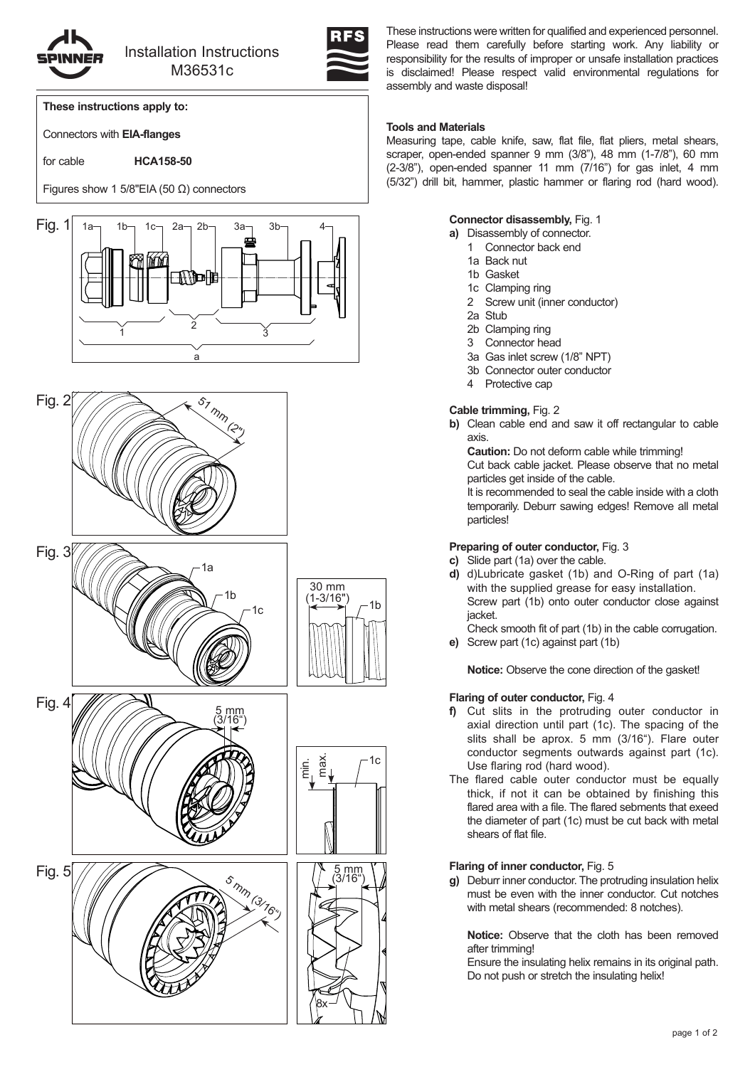# Installation Instructions M36531c

**These instructions apply to:**

Connectors with **EIA-flanges**

for cable **HCA158-50**

Figures show 1 5/8"EIA (50 Ω) connectors

These instructions were written for qualified and experienced personnel. Please read them carefully before starting work. Any liability or responsibility for the results of improper or unsafe installation practices is disclaimed! Please respect valid environmental regulations for assembly and waste disposal!

**Tools and Materials**

Measuring tape, cable knife, saw, flat file, flat pliers, metal shears, scraper, open-ended spanner 9 mm (3/8"), 48 mm (1-7/8"), 60 mm (2-3/8"), open-ended spanner 11 mm (7/16") for gas inlet, 4 mm (5/32") drill bit, hammer, plastic hammer or flaring rod (hard wood).

**Connector disassembly,** Fig. 1

**a)** Disassembly of connector.
- 1 Connector back end
- 1a Back nut
- 1b Gasket
- 1c Clamping ring
- 2 Screw unit (inner conductor)
- 2a Stub
- 2b Clamping ring
- 3 Connector head
- 3a Gas inlet screw (1/8" NPT)
- 3b Connector outer conductor
- 4 Protective cap

**Cable trimming,** Fig. 2

**b)** Clean cable end and saw it off rectangular to cable axis.
**Caution:** Do not deform cable while trimming!
Cut back cable jacket. Please observe that no metal particles get inside of the cable.
It is recommended to seal the cable inside with a cloth temporarily. Deburr sawing edges! Remove all metal particles!

**Preparing of outer conductor,** Fig. 3

**c)** Slide part (1a) over the cable.
**d)** d)Lubricate gasket (1b) and O-Ring of part (1a) with the supplied grease for easy installation.
Screw part (1b) onto outer conductor close against jacket.
Check smooth fit of part (1b) in the cable corrugation.
**e)** Screw part (1c) against part (1b)

**Notice:** Observe the cone direction of the gasket!

**Flaring of outer conductor,** Fig. 4

**f)** Cut slits in the protruding outer conductor in axial direction until part (1c). The spacing of the slits shall be aprox. 5 mm (3/16"). Flare outer conductor segments outwards against part (1c). Use flaring rod (hard wood).

The flared cable outer conductor must be equally thick, if not it can be obtained by finishing this flared area with a file. The flared sebments that exeed the diameter of part (1c) must be cut back with metal shears of flat file.

**Flaring of inner conductor,** Fig. 5

**g)** Deburr inner conductor. The protruding insulation helix must be even with the inner conductor. Cut notches with metal shears (recommended: 8 notches).

**Notice:** Observe that the cloth has been removed after trimming!
Ensure the insulating helix remains in its original path. Do not push or stretch the insulating helix!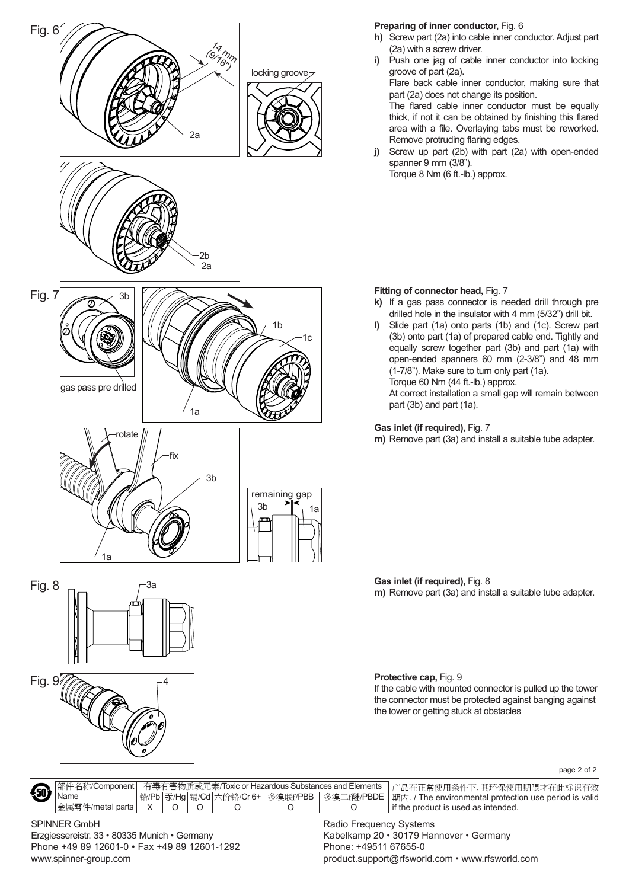Fig. 6

14 mm (9/16")

locking groove

2a

2b
2a

**Preparing of inner conductor,** Fig. 6

**h)** Screw part (2a) into cable inner conductor. Adjust part (2a) with a screw driver.

**i)** Push one jag of cable inner conductor into locking groove of part (2a).
Flare back cable inner conductor, making sure that part (2a) does not change its position.
The flared cable inner conductor must be equally thick, if not it can be obtained by finishing this flared area with a file. Overlaying tabs must be reworked. Remove protruding flaring edges.

**j)** Screw up part (2b) with part (2a) with open-ended spanner 9 mm (3/8").
Torque 8 Nm (6 ft.-lb.) approx.

Fig. 7

3b

gas pass pre drilled

1b

1c

1a

rotate

fix

3b

1a

remaining gap

3b

1a

**Fitting of connector head,** Fig. 7

**k)** If a gas pass connector is needed drill through pre drilled hole in the insulator with 4 mm (5/32") drill bit.

**l)** Slide part (1a) onto parts (1b) and (1c). Screw part (3b) onto part (1a) of prepared cable end. Tightly and equally screw together part (3b) and part (1a) with open-ended spanners 60 mm (2-3/8") and 48 mm (1-7/8"). Make sure to turn only part (1a).
Torque 60 Nm (44 ft.-lb.) approx.
At correct installation a small gap will remain between part (3b) and part (1a).

**Gas inlet (if required),** Fig. 7

**m)** Remove part (3a) and install a suitable tube adapter.

Fig. 8

3a

**Gas inlet (if required),** Fig. 8

**m)** Remove part (3a) and install a suitable tube adapter.

Fig. 9

4

**Protective cap,** Fig. 9

If the cable with mounted connector is pulled up the tower the connector must be protected against banging against the tower or getting stuck at obstacles

| 部件名称/Component Name | 有毒有害物质或元素/Toxic or Hazardous Substances and Elements | | | | | |
|---|---|---|---|---|---|---|
| | 铅/Pb | 汞/Hg | 镉/Cd | 六价铬/Cr 6+ | 多溴联苯/PBB | 多溴二苯醚/PBDE |
| 金属零件/metal parts | X | O | O | O | O | O |

产品在正常使用条件下,其环保使用期限才在此标识有效期内. / The environmental protection use period is valid if the product is used as intended.

SPINNER GmbH
Erzgiessereistr. 33 • 80335 Munich • Germany
Phone +49 89 12601-0 • Fax +49 89 12601-1292
www.spinner-group.com

Radio Frequency Systems
Kabelkamp 20 • 30179 Hannover • Germany
Phone: +49511 67655-0
product.support@rfsworld.com • www.rfsworld.com